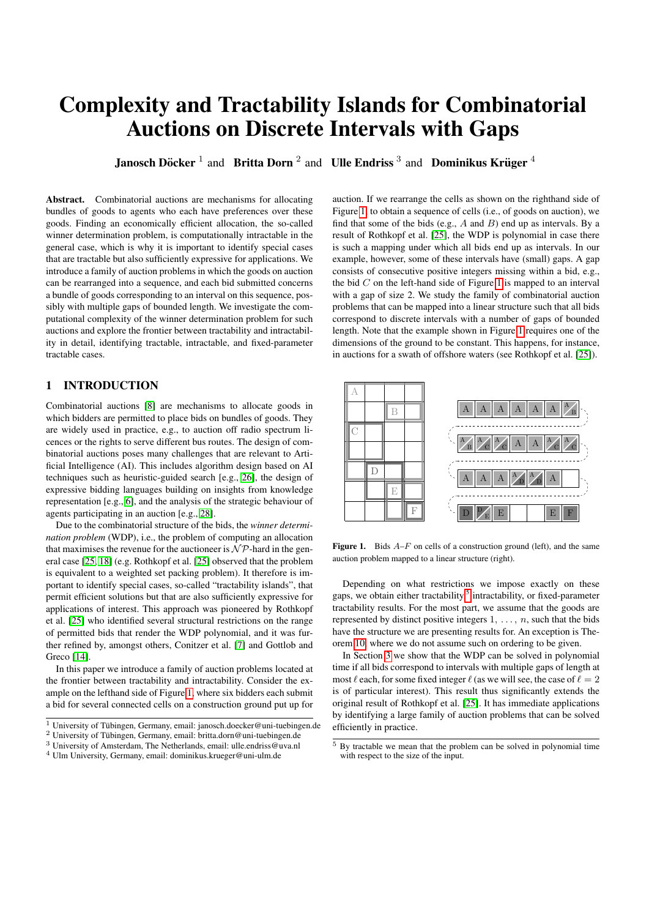# Complexity and Tractability Islands for Combinatorial Auctions on Discrete Intervals with Gaps

**Janosch Döcker** [1] and **Britta Dorn** [2] and **Ulle Endriss** [3] and **Dominikus Krüger** [4]

**Abstract.** Combinatorial auctions are mechanisms for allocating bundles of goods to agents who each have preferences over these goods. Finding an economically efficient allocation, the so-called winner determination problem, is computationally intractable in the general case, which is why it is important to identify special cases that are tractable but also sufficiently expressive for applications. We introduce a family of auction problems in which the goods on auction can be rearranged into a sequence, and each bid submitted concerns a bundle of goods corresponding to an interval on this sequence, possibly with multiple gaps of bounded length. We investigate the computational complexity of the winner determination problem for such auctions and explore the frontier between tractability and intractability in detail, identifying tractable, intractable, and fixed-parameter tractable cases.

## 1 INTRODUCTION

Combinatorial auctions [8] are mechanisms to allocate goods in which bidders are permitted to place bids on bundles of goods. They are widely used in practice, e.g., to auction off radio spectrum licences or the rights to serve different bus routes. The design of combinatorial auctions poses many challenges that are relevant to Artificial Intelligence (AI). This includes algorithm design based on AI techniques such as heuristic-guided search [e.g., [26]], the design of expressive bidding languages building on insights from knowledge representation [e.g., [6]], and the analysis of the strategic behaviour of agents participating in an auction [e.g., [28]].

Due to the combinatorial structure of the bids, the *winner determination problem* (WDP), i.e., the problem of computing an allocation that maximises the revenue for the auctioneer is $\mathcal{NP}$-hard in the general case [25, 18] (e.g. Rothkopf et al. [25] observed that the problem is equivalent to a weighted set packing problem). It therefore is important to identify special cases, so-called "tractability islands", that permit efficient solutions but that are also sufficiently expressive for applications of interest. This approach was pioneered by Rothkopf et al. [25] who identified several structural restrictions on the range of permitted bids that render the WDP polynomial, and it was further refined by, amongst others, Conitzer et al. [7] and Gottlob and Greco [14].

In this paper we introduce a family of auction problems located at the frontier between tractability and intractability. Consider the example on the lefthand side of Figure 1, where six bidders each submit a bid for several connected cells on a construction ground put up for auction. If we rearrange the cells as shown on the righthand side of Figure 1, to obtain a sequence of cells (i.e., of goods on auction), we find that some of the bids (e.g., $A$ and $B$) end up as intervals. By a result of Rothkopf et al. [25], the WDP is polynomial in case there is such a mapping under which all bids end up as intervals. In our example, however, some of these intervals have (small) gaps. A gap consists of consecutive positive integers missing within a bid, e.g., the bid $C$ on the left-hand side of Figure 1 is mapped to an interval with a gap of size 2. We study the family of combinatorial auction problems that can be mapped into a linear structure such that all bids correspond to discrete intervals with a number of gaps of bounded length. Note that the example shown in Figure 1 requires one of the dimensions of the ground to be constant. This happens, for instance, in auctions for a swath of offshore waters (see Rothkopf et al. [25]).

**Figure 1.** Bids $A$–$F$ on cells of a construction ground (left), and the same auction problem mapped to a linear structure (right).

Depending on what restrictions we impose exactly on these gaps, we obtain either tractability[5], intractability, or fixed-parameter tractability results. For the most part, we assume that the goods are represented by distinct positive integers $1, \ldots, n$, such that the bids have the structure we are presenting results for. An exception is Theorem 10, where we do not assume such on ordering to be given.

In Section 3 we show that the WDP can be solved in polynomial time if all bids correspond to intervals with multiple gaps of length at most $\ell$ each, for some fixed integer $\ell$ (as we will see, the case of $\ell = 2$ is of particular interest). This result thus significantly extends the original result of Rothkopf et al. [25]. It has immediate applications by identifying a large family of auction problems that can be solved efficiently in practice.

[1] University of Tübingen, Germany, email: janosch.doecker@uni-tuebingen.de
[2] University of Tübingen, Germany, email: britta.dorn@uni-tuebingen.de
[3] University of Amsterdam, The Netherlands, email: ulle.endriss@uva.nl
[4] Ulm University, Germany, email: dominikus.krueger@uni-ulm.de

[5] By tractable we mean that the problem can be solved in polynomial time with respect to the size of the input.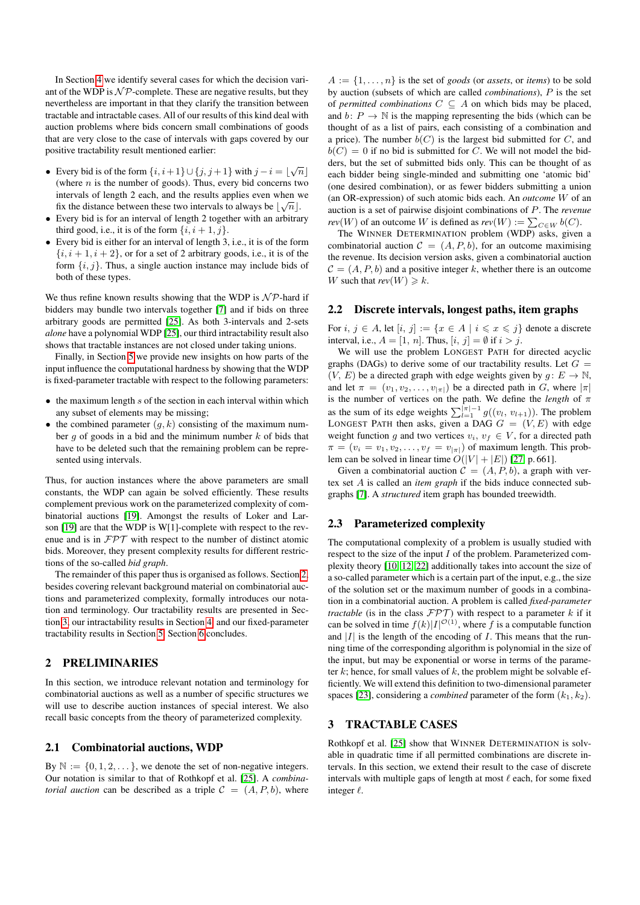In Section 4 we identify several cases for which the decision variant of the WDP is $\mathcal{NP}$-complete. These are negative results, but they nevertheless are important in that they clarify the transition between tractable and intractable cases. All of our results of this kind deal with auction problems where bids concern small combinations of goods that are very close to the case of intervals with gaps covered by our positive tractability result mentioned earlier:

- Every bid is of the form $\{i, i+1\} \cup \{j, j+1\}$ with $j - i = \lfloor \sqrt{n} \rfloor$ (where $n$ is the number of goods). Thus, every bid concerns two intervals of length 2 each, and the results applies even when we fix the distance between these two intervals to always be $\lfloor \sqrt{n} \rfloor$.
- Every bid is for an interval of length 2 together with an arbitrary third good, i.e., it is of the form $\{i, i+1, j\}$.
- Every bid is either for an interval of length 3, i.e., it is of the form $\{i, i+1, i+2\}$, or for a set of 2 arbitrary goods, i.e., it is of the form $\{i, j\}$. Thus, a single auction instance may include bids of both of these types.

We thus refine known results showing that the WDP is $\mathcal{NP}$-hard if bidders may bundle two intervals together [7] and if bids on three arbitrary goods are permitted [25]. As both 3-intervals and 2-sets *alone* have a polynomial WDP [25], our third intractability result also shows that tractable instances are not closed under taking unions.

Finally, in Section 5 we provide new insights on how parts of the input influence the computational hardness by showing that the WDP is fixed-parameter tractable with respect to the following parameters:

- the maximum length $s$ of the section in each interval within which any subset of elements may be missing;
- the combined parameter $(g, k)$ consisting of the maximum number $g$ of goods in a bid and the minimum number $k$ of bids that have to be deleted such that the remaining problem can be represented using intervals.

Thus, for auction instances where the above parameters are small constants, the WDP can again be solved efficiently. These results complement previous work on the parameterized complexity of combinatorial auctions [19]. Amongst the results of Loker and Larson [19] are that the WDP is W[1]-complete with respect to the revenue and is in $\mathcal{FPT}$ with respect to the number of distinct atomic bids. Moreover, they present complexity results for different restrictions of the so-called *bid graph*.

The remainder of this paper thus is organised as follows. Section 2, besides covering relevant background material on combinatorial auctions and parameterized complexity, formally introduces our notation and terminology. Our tractability results are presented in Section 3, our intractability results in Section 4, and our fixed-parameter tractability results in Section 5. Section 6 concludes.

## 2 PRELIMINARIES

In this section, we introduce relevant notation and terminology for combinatorial auctions as well as a number of specific structures we will use to describe auction instances of special interest. We also recall basic concepts from the theory of parameterized complexity.

### 2.1 Combinatorial auctions, WDP

By $\mathbb{N} := \{0, 1, 2, \dots\}$, we denote the set of non-negative integers. Our notation is similar to that of Rothkopf et al. [25]. A *combinatorial auction* can be described as a triple $\mathcal{C} = (A, P, b)$, where $A := \{1, \dots, n\}$ is the set of *goods* (or *assets*, or *items*) to be sold by auction (subsets of which are called *combinations*), $P$ is the set of *permitted combinations* $C \subseteq A$ on which bids may be placed, and $b\colon P \to \mathbb{N}$ is the mapping representing the bids (which can be thought of as a list of pairs, each consisting of a combination and a price). The number $b(C)$ is the largest bid submitted for $C$, and $b(C) = 0$ if no bid is submitted for $C$. We will not model the bidders, but the set of submitted bids only. This can be thought of as each bidder being single-minded and submitting one 'atomic bid' (one desired combination), or as fewer bidders submitting a union (an OR-expression) of such atomic bids each. An *outcome* $W$ of an auction is a set of pairwise disjoint combinations of $P$. The *revenue* *rev*$(W)$ of an outcome $W$ is defined as *rev*$(W) := \sum_{C \in W} b(C)$.

The WINNER DETERMINATION problem (WDP) asks, given a combinatorial auction $\mathcal{C} = (A, P, b)$, for an outcome maximising the revenue. Its decision version asks, given a combinatorial auction $\mathcal{C} = (A, P, b)$ and a positive integer $k$, whether there is an outcome $W$ such that *rev*$(W) \geqslant k$.

### 2.2 Discrete intervals, longest paths, item graphs

For $i, j \in A$, let $[i, j] := \{x \in A \mid i \leqslant x \leqslant j\}$ denote a discrete interval, i.e., $A = [1, n]$. Thus, $[i, j] = \emptyset$ if $i > j$.

We will use the problem LONGEST PATH for directed acyclic graphs (DAGs) to derive some of our tractability results. Let $G = (V, E)$ be a directed graph with edge weights given by $g\colon E \to \mathbb{N}$, and let $\pi = (v_1, v_2, \dots, v_{|\pi|})$ be a directed path in $G$, where $|\pi|$ is the number of vertices on the path. We define the *length* of $\pi$ as the sum of its edge weights $\sum_{l=1}^{|\pi|-1} g((v_l, v_{l+1}))$. The problem LONGEST PATH then asks, given a DAG $G = (V, E)$ with edge weight function $g$ and two vertices $v_i, v_f \in V$, for a directed path $\pi = (v_i = v_1, v_2, \dots, v_f = v_{|\pi|})$ of maximum length. This problem can be solved in linear time $O(|V| + |E|)$ [27, p. 661].

Given a combinatorial auction $\mathcal{C} = (A, P, b)$, a graph with vertex set $A$ is called an *item graph* if the bids induce connected subgraphs [7]. A *structured* item graph has bounded treewidth.

### 2.3 Parameterized complexity

The computational complexity of a problem is usually studied with respect to the size of the input $I$ of the problem. Parameterized complexity theory [10, 12, 22] additionally takes into account the size of a so-called parameter which is a certain part of the input, e.g., the size of the solution set or the maximum number of goods in a combination in a combinatorial auction. A problem is called *fixed-parameter tractable* (is in the class $\mathcal{FPT}$) with respect to a parameter $k$ if it can be solved in time $f(k)|I|^{\mathcal{O}(1)}$, where $f$ is a computable function and $|I|$ is the length of the encoding of $I$. This means that the running time of the corresponding algorithm is polynomial in the size of the input, but may be exponential or worse in terms of the parameter $k$; hence, for small values of $k$, the problem might be solvable efficiently. We will extend this definition to two-dimensional parameter spaces [23], considering a *combined* parameter of the form $(k_1, k_2)$.

## 3 TRACTABLE CASES

Rothkopf et al. [25] show that WINNER DETERMINATION is solvable in quadratic time if all permitted combinations are discrete intervals. In this section, we extend their result to the case of discrete intervals with multiple gaps of length at most $\ell$ each, for some fixed integer $\ell$.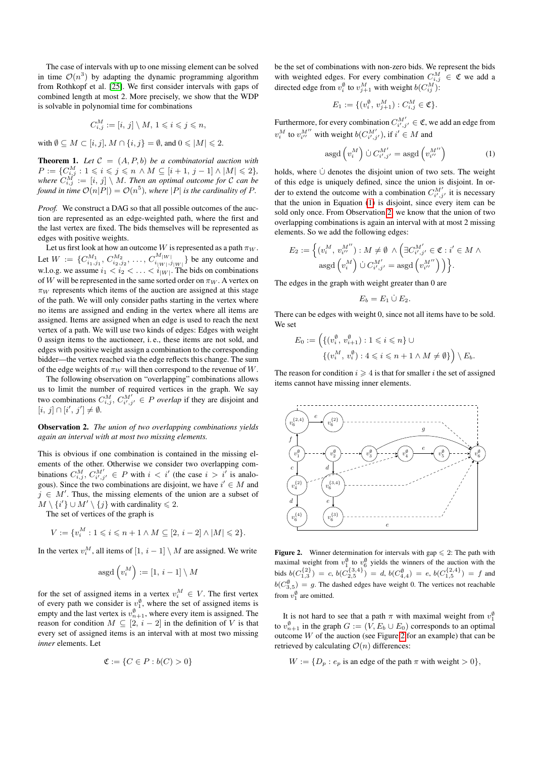The case of intervals with up to one missing element can be solved in time $\mathcal{O}(n^3)$ by adapting the dynamic programming algorithm from Rothkopf et al. [25]. We first consider intervals with gaps of combined length at most 2. More precisely, we show that the WDP is solvable in polynomial time for combinations

$$C_{i,j}^M := [i, j] \setminus M, \, 1 \leqslant i \leqslant j \leqslant n,$$

with $\emptyset \subseteq M \subset [i, j]$, $M \cap \{i, j\} = \emptyset$, and $0 \leqslant |M| \leqslant 2$.

**Theorem 1.** *Let $\mathcal{C} = (A, P, b)$ be a combinatorial auction with $P := \{C_{i,j}^M : 1 \leqslant i \leqslant j \leqslant n \wedge M \subseteq [i+1, j-1] \wedge |M| \leqslant 2\}$, where $C_{i,j}^M := [i, j] \setminus M$. Then an optimal outcome for $\mathcal{C}$ can be found in time $\mathcal{O}(n|P|) = \mathcal{O}(n^5)$, where $|P|$ is the cardinality of $P$.*

*Proof.* We construct a DAG so that all possible outcomes of the auction are represented as an edge-weighted path, where the first and the last vertex are fixed. The bids themselves will be represented as edges with positive weights.

Let us first look at how an outcome $W$ is represented as a path $\pi_W$. Let $W := \{C_{i_1,j_1}^{M_1}, C_{i_2,j_2}^{M_2}, \ldots, C_{i_{|W|},j_{|W|}}^{M_{|W|}}\}$ be any outcome and w.l.o.g. we assume $i_1 < i_2 < \ldots < i_{|W|}$. The bids on combinations of $W$ will be represented in the same sorted order on $\pi_W$. A vertex on $\pi_W$ represents which items of the auction are assigned at this stage of the path. We will only consider paths starting in the vertex where no items are assigned and ending in the vertex where all items are assigned. Items are assigned when an edge is used to reach the next vertex of a path. We will use two kinds of edges: Edges with weight 0 assign items to the auctioneer, i. e., these items are not sold, and edges with positive weight assign a combination to the corresponding bidder—the vertex reached via the edge reflects this change. The sum of the edge weights of $\pi_W$ will then correspond to the revenue of $W$.

The following observation on "overlapping" combinations allows us to limit the number of required vertices in the graph. We say two combinations $C_{i,j}^M, C_{i',j'}^{M'} \in P$ *overlap* if they are disjoint and $[i, j] \cap [i', j'] \neq \emptyset$.

**Observation 2.** *The union of two overlapping combinations yields again an interval with at most two missing elements.*

This is obvious if one combination is contained in the missing elements of the other. Otherwise we consider two overlapping combinations $C_{i,j}^M, C_{i',j'}^{M'} \in P$ with $i < i'$ (the case $i > i'$ is analogous). Since the two combinations are disjoint, we have $i' \in M$ and $j \in M'$. Thus, the missing elements of the union are a subset of $M \setminus \{i'\} \cup M' \setminus \{j\}$ with cardinality $\leqslant 2$.

The set of vertices of the graph is

$$V := \{v_i^M : 1 \leqslant i \leqslant n+1 \wedge M \subseteq [2, i-2] \wedge |M| \leqslant 2\}.$$

In the vertex $v_i^M$, all items of $[1, i-1] \setminus M$ are assigned. We write

$$\operatorname{asgd}\left(v_i^M\right) := [1, i-1] \setminus M$$

for the set of assigned items in a vertex $v_i^M \in V$. The first vertex of every path we consider is $v_1^\emptyset$, where the set of assigned items is empty and the last vertex is $v_{n+1}^\emptyset$, where every item is assigned. The reason for condition $M \subseteq [2, i-2]$ in the definition of $V$ is that every set of assigned items is an interval with at most two missing *inner* elements. Let

$$\mathfrak{C} := \{C \in P : b(C) > 0\}$$

be the set of combinations with non-zero bids. We represent the bids with weighted edges. For every combination $C_{i,j}^M \in \mathfrak{C}$ we add a directed edge from $v_i^\emptyset$ to $v_{j+1}^M$ with weight $b(C_{ij}^M)$:

$$E_1 := \{(v_i^\emptyset, v_{j+1}^M) : C_{i,j}^M \in \mathfrak{C}\}.$$

Furthermore, for every combination $C_{i',j'}^{M'} \in \mathfrak{C}$, we add an edge from $v_i^M$ to $v_{i''}^{M''}$ with weight $b(C_{i',j'}^{M'})$, if $i' \in M$ and

$$\operatorname{asgd}\left(v_i^M\right) \dot\cup C_{i',j'}^{M'} = \operatorname{asgd}\left(v_{i''}^{M''}\right) \tag{1}$$

holds, where $\dot\cup$ denotes the disjoint union of two sets. The weight of this edge is uniquely defined, since the union is disjoint. In order to extend the outcome with a combination $C_{i',j'}^{M'}$ it is necessary that the union in Equation (1) is disjoint, since every item can be sold only once. From Observation 2, we know that the union of two overlapping combinations is again an interval with at most 2 missing elements. So we add the following edges:

$$E_2 := \Big\{(v_i^M, v_{i''}^{M''}) : M \neq \emptyset \wedge \Big(\exists C_{i',j'}^{M'} \in \mathfrak{C} : i' \in M \wedge \operatorname{asgd}\left(v_i^M\right) \dot\cup C_{i',j'}^{M'} = \operatorname{asgd}\left(v_{i''}^{M''}\right)\Big)\Big\}.$$

The edges in the graph with weight greater than 0 are

$$E_b = E_1 \dot\cup E_2.$$

There can be edges with weight 0, since not all items have to be sold. We set

$$E_0 := \Big(\{(v_i^\emptyset, v_{i+1}^\emptyset) : 1 \leqslant i \leqslant n\} \cup \{(v_i^M, v_i^\emptyset) : 4 \leqslant i \leqslant n+1 \wedge M \neq \emptyset\}\Big) \setminus E_b.$$

The reason for condition $i \geqslant 4$ is that for smaller $i$ the set of assigned items cannot have missing inner elements.

**Figure 2.** Winner determination for intervals with gap $\leqslant 2$: The path with maximal weight from $v_1^\emptyset$ to $v_6^\emptyset$ yields the winners of the auction with the bids $b(C_{1,3}^{\{2\}}) = c$, $b(C_{2,5}^{\{3,4\}}) = d$, $b(C_{4,4}^\emptyset) = e$, $b(C_{1,5}^{\{2,4\}}) = f$ and $b(C_{3,5}^\emptyset) = g$. The dashed edges have weight 0. The vertices not reachable from $v_1^\emptyset$ are omitted.

It is not hard to see that a path $\pi$ with maximal weight from $v_1^\emptyset$ to $v_{n+1}^\emptyset$ in the graph $G := (V, E_b \cup E_0)$ corresponds to an optimal outcome $W$ of the auction (see Figure 2 for an example) that can be retrieved by calculating $\mathcal{O}(n)$ differences:

$$W := \{D_p : e_p \text{ is an edge of the path } \pi \text{ with weight} > 0\},$$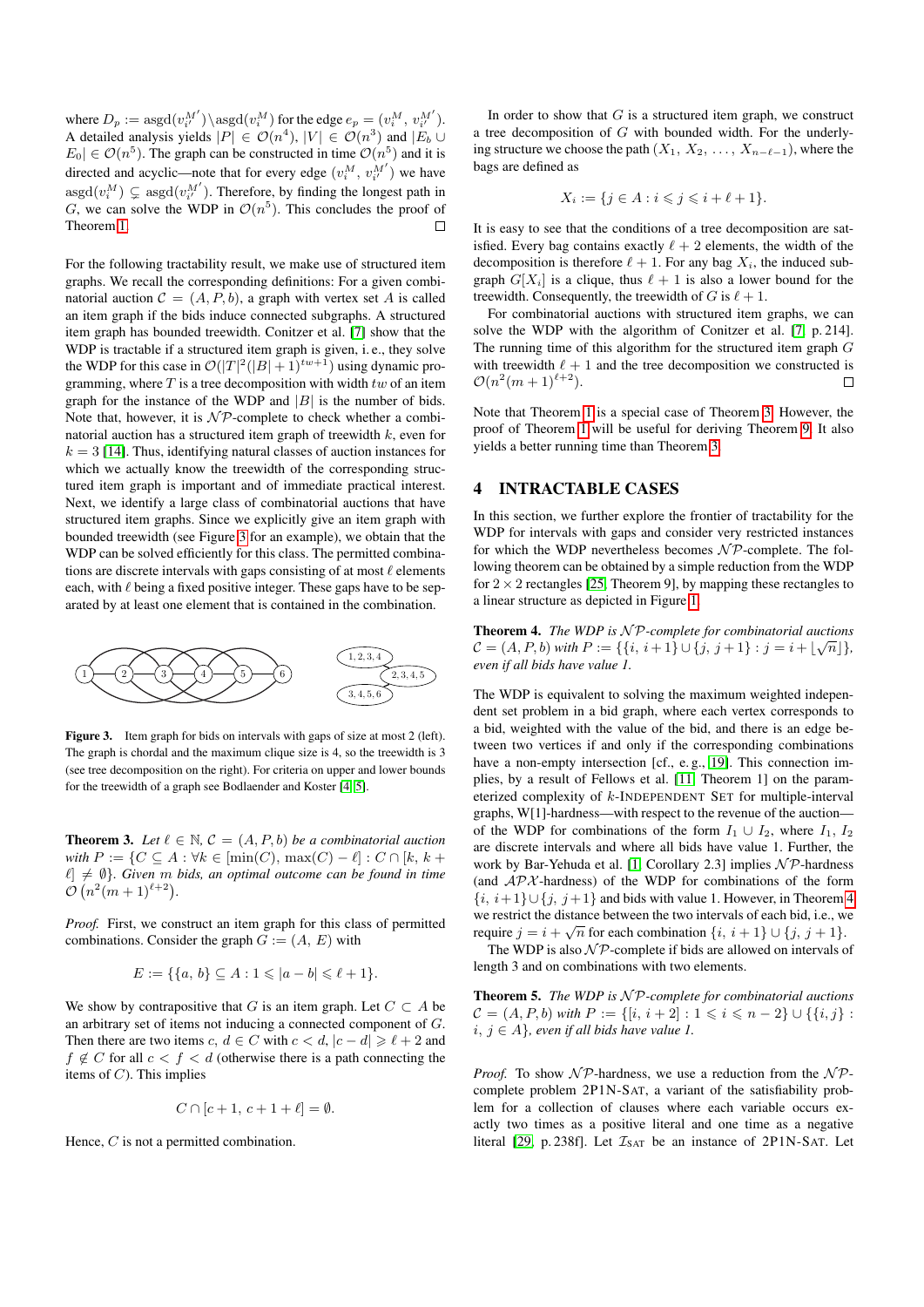where $D_p := \text{asgd}(v_{i'}^{M'}) \setminus \text{asgd}(v_i^M)$ for the edge $e_p = (v_i^M, v_{i'}^{M'})$. A detailed analysis yields $|P| \in \mathcal{O}(n^4)$, $|V| \in \mathcal{O}(n^3)$ and $|E_b \cup E_0| \in \mathcal{O}(n^5)$. The graph can be constructed in time $\mathcal{O}(n^5)$ and it is directed and acyclic—note that for every edge $(v_i^M, v_{i'}^{M'})$ we have $\text{asgd}(v_i^M) \subsetneq \text{asgd}(v_{i'}^{M'})$. Therefore, by finding the longest path in $G$, we can solve the WDP in $\mathcal{O}(n^5)$. This concludes the proof of Theorem 1. □

For the following tractability result, we make use of structured item graphs. We recall the corresponding definitions: For a given combinatorial auction $\mathcal{C} = (A, P, b)$, a graph with vertex set $A$ is called an item graph if the bids induce connected subgraphs. A structured item graph has bounded treewidth. Conitzer et al. [7] show that the WDP is tractable if a structured item graph is given, i. e., they solve the WDP for this case in $\mathcal{O}(|T|^2(|B|+1)^{tw+1})$ using dynamic programming, where $T$ is a tree decomposition with width $tw$ of an item graph for the instance of the WDP and $|B|$ is the number of bids. Note that, however, it is $\mathcal{NP}$-complete to check whether a combinatorial auction has a structured item graph of treewidth $k$, even for $k = 3$ [14]. Thus, identifying natural classes of auction instances for which we actually know the treewidth of the corresponding structured item graph is important and of immediate practical interest. Next, we identify a large class of combinatorial auctions that have structured item graphs. Since we explicitly give an item graph with bounded treewidth (see Figure 3 for an example), we obtain that the WDP can be solved efficiently for this class. The permitted combinations are discrete intervals with gaps consisting of at most $\ell$ elements each, with $\ell$ being a fixed positive integer. These gaps have to be separated by at least one element that is contained in the combination.

**Figure 3.** Item graph for bids on intervals with gaps of size at most 2 (left). The graph is chordal and the maximum clique size is 4, so the treewidth is 3 (see tree decomposition on the right). For criteria on upper and lower bounds for the treewidth of a graph see Bodlaender and Koster [4, 5].

**Theorem 3.** *Let $\ell \in \mathbb{N}$, $\mathcal{C} = (A, P, b)$ be a combinatorial auction with $P := \{C \subseteq A : \forall k \in [\min(C), \max(C) - \ell] : C \cap [k, k + \ell] \neq \emptyset\}$. Given $m$ bids, an optimal outcome can be found in time $\mathcal{O}\left(n^2(m+1)^{\ell+2}\right)$.*

*Proof.* First, we construct an item graph for this class of permitted combinations. Consider the graph $G := (A, E)$ with

$$E := \{\{a, b\} \subseteq A : 1 \leqslant |a - b| \leqslant \ell + 1\}.$$

We show by contrapositive that $G$ is an item graph. Let $C \subset A$ be an arbitrary set of items not inducing a connected component of $G$. Then there are two items $c, d \in C$ with $c < d$, $|c - d| \geqslant \ell + 2$ and $f \notin C$ for all $c < f < d$ (otherwise there is a path connecting the items of $C$). This implies

$$C \cap [c + 1, c + 1 + \ell] = \emptyset.$$

Hence, $C$ is not a permitted combination.

In order to show that $G$ is a structured item graph, we construct a tree decomposition of $G$ with bounded width. For the underlying structure we choose the path $(X_1, X_2, \ldots, X_{n-\ell-1})$, where the bags are defined as

$$X_i := \{j \in A : i \leqslant j \leqslant i + \ell + 1\}.$$

It is easy to see that the conditions of a tree decomposition are satisfied. Every bag contains exactly $\ell + 2$ elements, the width of the decomposition is therefore $\ell + 1$. For any bag $X_i$, the induced subgraph $G[X_i]$ is a clique, thus $\ell + 1$ is also a lower bound for the treewidth. Consequently, the treewidth of $G$ is $\ell + 1$.

For combinatorial auctions with structured item graphs, we can solve the WDP with the algorithm of Conitzer et al. [7, p. 214]. The running time of this algorithm for the structured item graph $G$ with treewidth $\ell + 1$ and the tree decomposition we constructed is $\mathcal{O}(n^2(m+1)^{\ell+2})$. □

Note that Theorem 1 is a special case of Theorem 3. However, the proof of Theorem 1 will be useful for deriving Theorem 9. It also yields a better running time than Theorem 3.

## 4 INTRACTABLE CASES

In this section, we further explore the frontier of tractability for the WDP for intervals with gaps and consider very restricted instances for which the WDP nevertheless becomes $\mathcal{NP}$-complete. The following theorem can be obtained by a simple reduction from the WDP for $2 \times 2$ rectangles [25, Theorem 9], by mapping these rectangles to a linear structure as depicted in Figure 1.

**Theorem 4.** *The WDP is $\mathcal{NP}$-complete for combinatorial auctions $\mathcal{C} = (A, P, b)$ with $P := \{\{i, i+1\} \cup \{j, j+1\} : j = i + \lfloor \sqrt{n} \rfloor\}$, even if all bids have value 1.*

The WDP is equivalent to solving the maximum weighted independent set problem in a bid graph, where each vertex corresponds to a bid, weighted with the value of the bid, and there is an edge between two vertices if and only if the corresponding combinations have a non-empty intersection [cf., e. g., [19]]. This connection implies, by a result of Fellows et al. [11, Theorem 1] on the parameterized complexity of $k$-Independent Set for multiple-interval graphs, W[1]-hardness—with respect to the revenue of the auction—of the WDP for combinations of the form $I_1 \cup I_2$, where $I_1$, $I_2$ are discrete intervals and where all bids have value 1. Further, the work by Bar-Yehuda et al. [1, Corollary 2.3] implies $\mathcal{NP}$-hardness (and $\mathcal{APX}$-hardness) of the WDP for combinations of the form $\{i, i+1\} \cup \{j, j+1\}$ and bids with value 1. However, in Theorem 4 we restrict the distance between the two intervals of each bid, i.e., we require $j = i + \sqrt{n}$ for each combination $\{i, i+1\} \cup \{j, j+1\}$.

The WDP is also $\mathcal{NP}$-complete if bids are allowed on intervals of length 3 and on combinations with two elements.

**Theorem 5.** *The WDP is $\mathcal{NP}$-complete for combinatorial auctions $\mathcal{C} = (A, P, b)$ with $P := \{[i, i+2] : 1 \leqslant i \leqslant n-2\} \cup \{\{i, j\} : i, j \in A\}$, even if all bids have value 1.*

*Proof.* To show $\mathcal{NP}$-hardness, we use a reduction from the $\mathcal{NP}$-complete problem 2P1N-Sat, a variant of the satisfiability problem for a collection of clauses where each variable occurs exactly two times as a positive literal and one time as a negative literal [29, p. 238f]. Let $\mathcal{I}_{\text{SAT}}$ be an instance of 2P1N-Sat. Let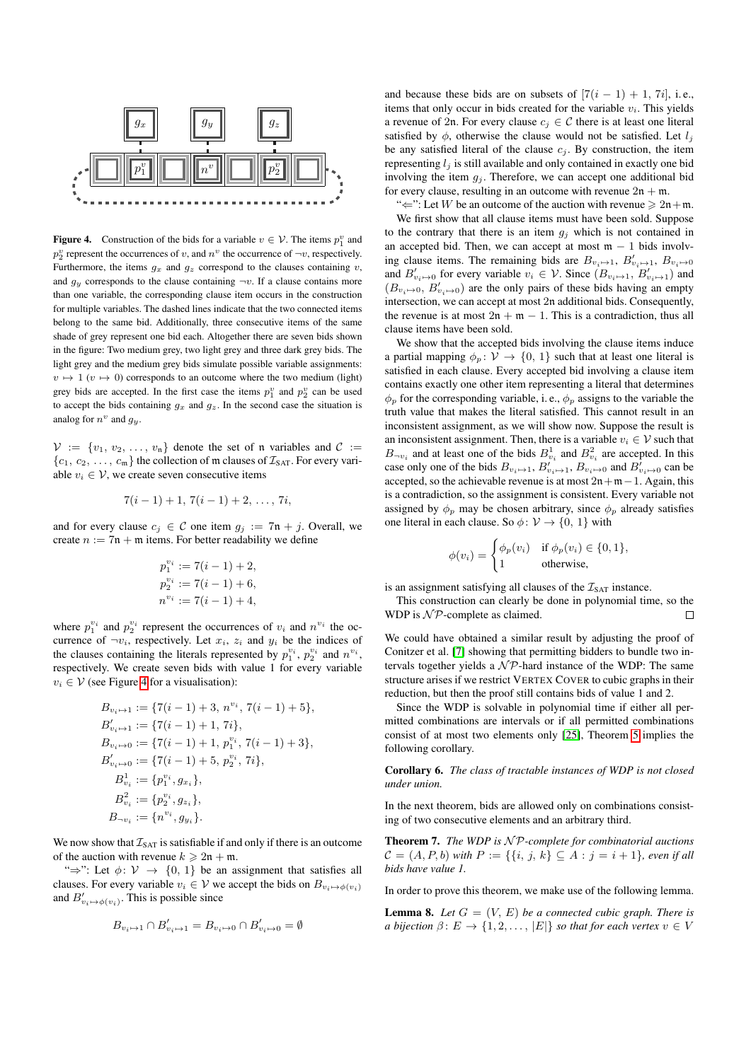**Figure 4.** Construction of the bids for a variable $v \in \mathcal{V}$. The items $p_1^v$ and $p_2^v$ represent the occurrences of $v$, and $n^v$ the occurrence of $\neg v$, respectively. Furthermore, the items $g_x$ and $g_z$ correspond to the clauses containing $v$, and $g_y$ corresponds to the clause containing $\neg v$. If a clause contains more than one variable, the corresponding clause item occurs in the construction for multiple variables. The dashed lines indicate that the two connected items belong to the same bid. Additionally, three consecutive items of the same shade of grey represent one bid each. Altogether there are seven bids shown in the figure: Two medium grey, two light grey and three dark grey bids. The light grey and the medium grey bids simulate possible variable assignments: $v \mapsto 1$ ($v \mapsto 0$) corresponds to an outcome where the two medium (light) grey bids are accepted. In the first case the items $p_1^v$ and $p_2^v$ can be used to accept the bids containing $g_x$ and $g_z$. In the second case the situation is analog for $n^v$ and $g_y$.

$\mathcal{V} := \{v_1, v_2, \ldots, v_\mathfrak{n}\}$ denote the set of $\mathfrak{n}$ variables and $\mathcal{C} := \{c_1, c_2, \ldots, c_\mathfrak{m}\}$ the collection of $\mathfrak{m}$ clauses of $\mathcal{I}_{\mathrm{SAT}}$. For every variable $v_i \in \mathcal{V}$, we create seven consecutive items

$$7(i-1)+1,\ 7(i-1)+2,\ \ldots,\ 7i,$$

and for every clause $c_j \in \mathcal{C}$ one item $g_j := 7\mathfrak{n} + j$. Overall, we create $n := 7\mathfrak{n} + \mathfrak{m}$ items. For better readability we define

$$p_1^{v_i} := 7(i-1)+2,$$
$$p_2^{v_i} := 7(i-1)+6,$$
$$n^{v_i} := 7(i-1)+4,$$

where $p_1^{v_i}$ and $p_2^{v_i}$ represent the occurrences of $v_i$ and $n^{v_i}$ the occurrence of $\neg v_i$, respectively. Let $x_i$, $z_i$ and $y_i$ be the indices of the clauses containing the literals represented by $p_1^{v_i}$, $p_2^{v_i}$ and $n^{v_i}$, respectively. We create seven bids with value 1 for every variable $v_i \in \mathcal{V}$ (see Figure 4 for a visualisation):

$$B_{v_i \mapsto 1} := \{7(i-1)+3,\ n^{v_i},\ 7(i-1)+5\},$$
$$B'_{v_i \mapsto 1} := \{7(i-1)+1,\ 7i\},$$
$$B_{v_i \mapsto 0} := \{7(i-1)+1,\ p_1^{v_i},\ 7(i-1)+3\},$$
$$B'_{v_i \mapsto 0} := \{7(i-1)+5,\ p_2^{v_i},\ 7i\},$$
$$B^1_{v_i} := \{p_1^{v_i}, g_{x_i}\},$$
$$B^2_{v_i} := \{p_2^{v_i}, g_{z_i}\},$$
$$B_{\neg v_i} := \{n^{v_i}, g_{y_i}\}.$$

We now show that $\mathcal{I}_{\mathrm{SAT}}$ is satisfiable if and only if there is an outcome of the auction with revenue $k \geqslant 2\mathfrak{n} + \mathfrak{m}$.

"$\Rightarrow$": Let $\phi\colon \mathcal{V} \to \{0, 1\}$ be an assignment that satisfies all clauses. For every variable $v_i \in \mathcal{V}$ we accept the bids on $B_{v_i \mapsto \phi(v_i)}$ and $B'_{v_i \mapsto \phi(v_i)}$. This is possible since

$$B_{v_i \mapsto 1} \cap B'_{v_i \mapsto 1} = B_{v_i \mapsto 0} \cap B'_{v_i \mapsto 0} = \emptyset$$

and because these bids are on subsets of $[7(i-1)+1, 7i]$, i.e., items that only occur in bids created for the variable $v_i$. This yields a revenue of $2\mathfrak{n}$. For every clause $c_j \in \mathcal{C}$ there is at least one literal satisfied by $\phi$, otherwise the clause would not be satisfied. Let $l_j$ be any satisfied literal of the clause $c_j$. By construction, the item representing $l_j$ is still available and only contained in exactly one bid involving the item $g_j$. Therefore, we can accept one additional bid for every clause, resulting in an outcome with revenue $2\mathfrak{n} + \mathfrak{m}$.

"$\Leftarrow$": Let $W$ be an outcome of the auction with revenue $\geqslant 2\mathfrak{n} + \mathfrak{m}$.

We first show that all clause items must have been sold. Suppose to the contrary that there is an item $g_j$ which is not contained in an accepted bid. Then, we can accept at most $\mathfrak{m} - 1$ bids involving clause items. The remaining bids are $B_{v_i \mapsto 1}$, $B'_{v_i \mapsto 1}$, $B_{v_i \mapsto 0}$ and $B'_{v_i \mapsto 0}$ for every variable $v_i \in \mathcal{V}$. Since $(B_{v_i \mapsto 1}, B'_{v_i \mapsto 1})$ and $(B_{v_i \mapsto 0}, B'_{v_i \mapsto 0})$ are the only pairs of these bids having an empty intersection, we can accept at most $2\mathfrak{n}$ additional bids. Consequently, the revenue is at most $2\mathfrak{n} + \mathfrak{m} - 1$. This is a contradiction, thus all clause items have been sold.

We show that the accepted bids involving the clause items induce a partial mapping $\phi_p\colon \mathcal{V} \to \{0, 1\}$ such that at least one literal is satisfied in each clause. Every accepted bid involving a clause item contains exactly one other item representing a literal that determines $\phi_p$ for the corresponding variable, i.e., $\phi_p$ assigns to the variable the truth value that makes the literal satisfied. This cannot result in an inconsistent assignment, as we will show now. Suppose the result is an inconsistent assignment. Then, there is a variable $v_i \in \mathcal{V}$ such that $B_{\neg v_i}$ and at least one of the bids $B^1_{v_i}$ and $B^2_{v_i}$ are accepted. In this case only one of the bids $B_{v_i \mapsto 1}$, $B'_{v_i \mapsto 1}$, $B_{v_i \mapsto 0}$ and $B'_{v_i \mapsto 0}$ can be accepted, so the achievable revenue is at most $2\mathfrak{n} + \mathfrak{m} - 1$. Again, this is a contradiction, so the assignment is consistent. Every variable not assigned by $\phi_p$ may be chosen arbitrary, since $\phi_p$ already satisfies one literal in each clause. So $\phi\colon \mathcal{V} \to \{0, 1\}$ with

$$\phi(v_i) = \begin{cases} \phi_p(v_i) & \text{if } \phi_p(v_i) \in \{0, 1\}, \\ 1 & \text{otherwise}, \end{cases}$$

is an assignment satisfying all clauses of the $\mathcal{I}_{\mathrm{SAT}}$ instance.

This construction can clearly be done in polynomial time, so the WDP is $\mathcal{NP}$-complete as claimed. □

We could have obtained a similar result by adjusting the proof of Conitzer et al. [7] showing that permitting bidders to bundle two intervals together yields a $\mathcal{NP}$-hard instance of the WDP: The same structure arises if we restrict VERTEX COVER to cubic graphs in their reduction, but then the proof still contains bids of value 1 and 2.

Since the WDP is solvable in polynomial time if either all permitted combinations are intervals or if all permitted combinations consist of at most two elements only [25], Theorem 5 implies the following corollary.

**Corollary 6.** *The class of tractable instances of WDP is not closed under union.*

In the next theorem, bids are allowed only on combinations consisting of two consecutive elements and an arbitrary third.

**Theorem 7.** *The WDP is $\mathcal{NP}$-complete for combinatorial auctions $\mathcal{C} = (A, P, b)$ with $P := \{\{i, j, k\} \subseteq A : j = i + 1\}$, even if all bids have value 1.*

In order to prove this theorem, we make use of the following lemma.

**Lemma 8.** *Let $G = (V, E)$ be a connected cubic graph. There is a bijection $\beta\colon E \to \{1, 2, \ldots, |E|\}$ so that for each vertex $v \in V$*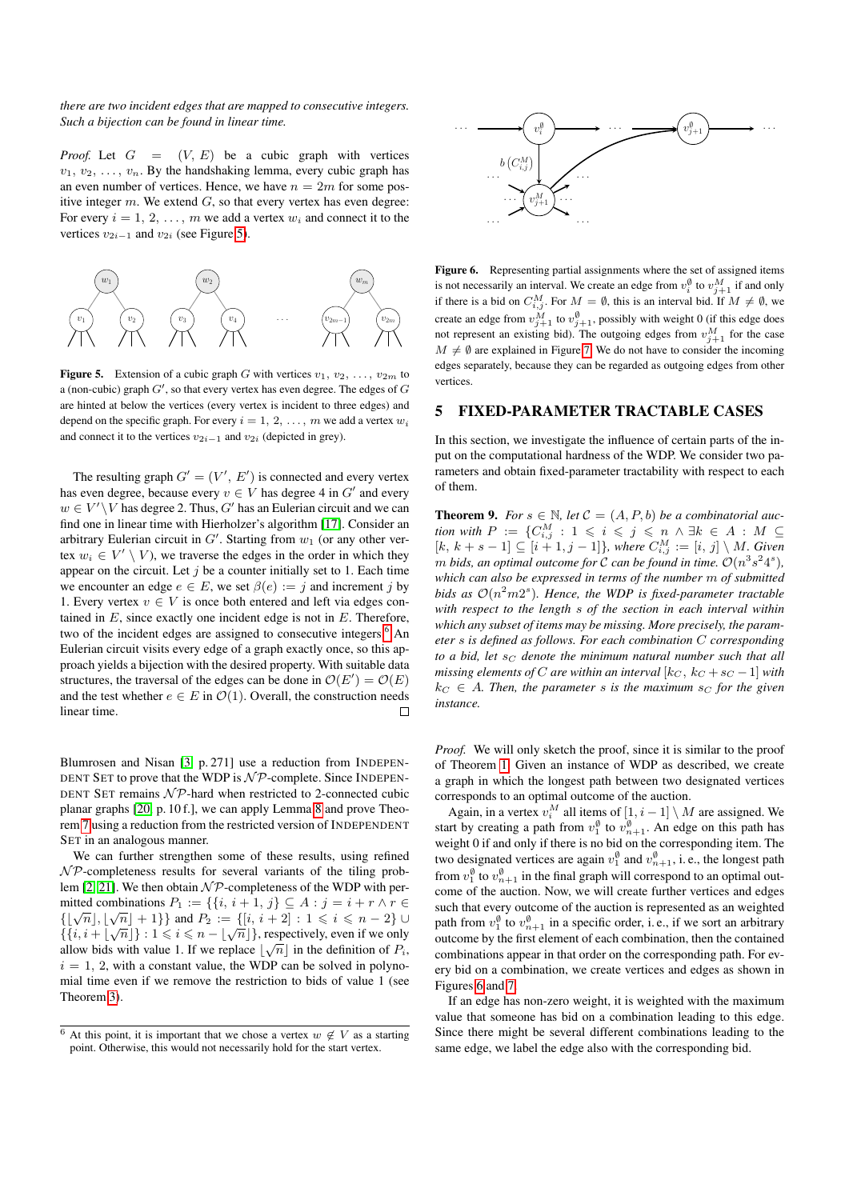*there are two incident edges that are mapped to consecutive integers. Such a bijection can be found in linear time.*

*Proof.* Let $G = (V, E)$ be a cubic graph with vertices $v_1, v_2, \ldots, v_n$. By the handshaking lemma, every cubic graph has an even number of vertices. Hence, we have $n = 2m$ for some positive integer $m$. We extend $G$, so that every vertex has even degree: For every $i = 1, 2, \ldots, m$ we add a vertex $w_i$ and connect it to the vertices $v_{2i-1}$ and $v_{2i}$ (see Figure 5).

**Figure 5.** Extension of a cubic graph $G$ with vertices $v_1, v_2, \ldots, v_{2m}$ to a (non-cubic) graph $G'$, so that every vertex has even degree. The edges of $G$ are hinted at below the vertices (every vertex is incident to three edges) and depend on the specific graph. For every $i = 1, 2, \ldots, m$ we add a vertex $w_i$ and connect it to the vertices $v_{2i-1}$ and $v_{2i}$ (depicted in grey).

The resulting graph $G' = (V', E')$ is connected and every vertex has even degree, because every $v \in V$ has degree 4 in $G'$ and every $w \in V' \setminus V$ has degree 2. Thus, $G'$ has an Eulerian circuit and we can find one in linear time with Hierholzer's algorithm [17]. Consider an arbitrary Eulerian circuit in $G'$. Starting from $w_1$ (or any other vertex $w_i \in V' \setminus V$), we traverse the edges in the order in which they appear on the circuit. Let $j$ be a counter initially set to 1. Each time we encounter an edge $e \in E$, we set $\beta(e) := j$ and increment $j$ by 1. Every vertex $v \in V$ is once both entered and left via edges contained in $E$, since exactly one incident edge is not in $E$. Therefore, two of the incident edges are assigned to consecutive integers.[6] An Eulerian circuit visits every edge of a graph exactly once, so this approach yields a bijection with the desired property. With suitable data structures, the traversal of the edges can be done in $\mathcal{O}(E') = \mathcal{O}(E)$ and the test whether $e \in E$ in $\mathcal{O}(1)$. Overall, the construction needs linear time. □

Blumrosen and Nisan [3, p. 271] use a reduction from INDEPENDENT SET to prove that the WDP is $\mathcal{NP}$-complete. Since INDEPENDENT SET remains $\mathcal{NP}$-hard when restricted to 2-connected cubic planar graphs [20, p. 10 f.], we can apply Lemma 8 and prove Theorem 7 using a reduction from the restricted version of INDEPENDENT SET in an analogous manner.

We can further strengthen some of these results, using refined $\mathcal{NP}$-completeness results for several variants of the tiling problem [2, 21]. We then obtain $\mathcal{NP}$-completeness of the WDP with permitted combinations $P_1 := \{\{i, i+1, j\} \subseteq A : j = i + r \wedge r \in \{\lfloor\sqrt{n}\rfloor, \lfloor\sqrt{n}\rfloor + 1\}\}$ and $P_2 := \{[i, i+2] : 1 \leqslant i \leqslant n-2\} \cup \{\{i, i+\lfloor\sqrt{n}\rfloor\} : 1 \leqslant i \leqslant n - \lfloor\sqrt{n}\rfloor\}$, respectively, even if we only allow bids with value 1. If we replace $\lfloor\sqrt{n}\rfloor$ in the definition of $P_i$, $i = 1, 2$, with a constant value, the WDP can be solved in polynomial time even if we remove the restriction to bids of value 1 (see Theorem 3).

[6] At this point, it is important that we chose a vertex $w \notin V$ as a starting point. Otherwise, this would not necessarily hold for the start vertex.

**Figure 6.** Representing partial assignments where the set of assigned items is not necessarily an interval. We create an edge from $v_i^{\emptyset}$ to $v_{j+1}^{M}$ if and only if there is a bid on $C_{i,j}^{M}$. For $M = \emptyset$, this is an interval bid. If $M \neq \emptyset$, we create an edge from $v_{j+1}^{M}$ to $v_{j+1}^{\emptyset}$, possibly with weight 0 (if this edge does not represent an existing bid). The outgoing edges from $v_{j+1}^{M}$ for the case $M \neq \emptyset$ are explained in Figure 7. We do not have to consider the incoming edges separately, because they can be regarded as outgoing edges from other vertices.

## 5 FIXED-PARAMETER TRACTABLE CASES

In this section, we investigate the influence of certain parts of the input on the computational hardness of the WDP. We consider two parameters and obtain fixed-parameter tractability with respect to each of them.

**Theorem 9.** *For $s \in \mathbb{N}$, let $\mathcal{C} = (A, P, b)$ be a combinatorial auction with $P := \{C_{i,j}^M : 1 \leqslant i \leqslant j \leqslant n \wedge \exists k \in A : M \subseteq [k, k+s-1] \subseteq [i+1, j-1]\}$, where $C_{i,j}^M := [i, j] \setminus M$. Given $m$ bids, an optimal outcome for $\mathcal{C}$ can be found in time. $\mathcal{O}(n^3 s^2 4^s)$, which can also be expressed in terms of the number $m$ of submitted bids as $\mathcal{O}(n^2 m 2^s)$. Hence, the WDP is fixed-parameter tractable with respect to the length $s$ of the section in each interval within which any subset of items may be missing. More precisely, the parameter $s$ is defined as follows. For each combination $C$ corresponding to a bid, let $s_C$ denote the minimum natural number such that all missing elements of $C$ are within an interval $[k_C, k_C + s_C - 1]$ with $k_C \in A$. Then, the parameter $s$ is the maximum $s_C$ for the given instance.*

*Proof.* We will only sketch the proof, since it is similar to the proof of Theorem 1. Given an instance of WDP as described, we create a graph in which the longest path between two designated vertices corresponds to an optimal outcome of the auction.

Again, in a vertex $v_i^M$ all items of $[1, i-1] \setminus M$ are assigned. We start by creating a path from $v_1^{\emptyset}$ to $v_{n+1}^{\emptyset}$. An edge on this path has weight 0 if and only if there is no bid on the corresponding item. The two designated vertices are again $v_1^{\emptyset}$ and $v_{n+1}^{\emptyset}$, i. e., the longest path from $v_1^{\emptyset}$ to $v_{n+1}^{\emptyset}$ in the final graph will correspond to an optimal outcome of the auction. Now, we will create further vertices and edges such that every outcome of the auction is represented as an weighted path from $v_1^{\emptyset}$ to $v_{n+1}^{\emptyset}$ in a specific order, i. e., if we sort an arbitrary outcome by the first element of each combination, then the contained combinations appear in that order on the corresponding path. For every bid on a combination, we create vertices and edges as shown in Figures 6 and 7.

If an edge has non-zero weight, it is weighted with the maximum value that someone has bid on a combination leading to this edge. Since there might be several different combinations leading to the same edge, we label the edge also with the corresponding bid.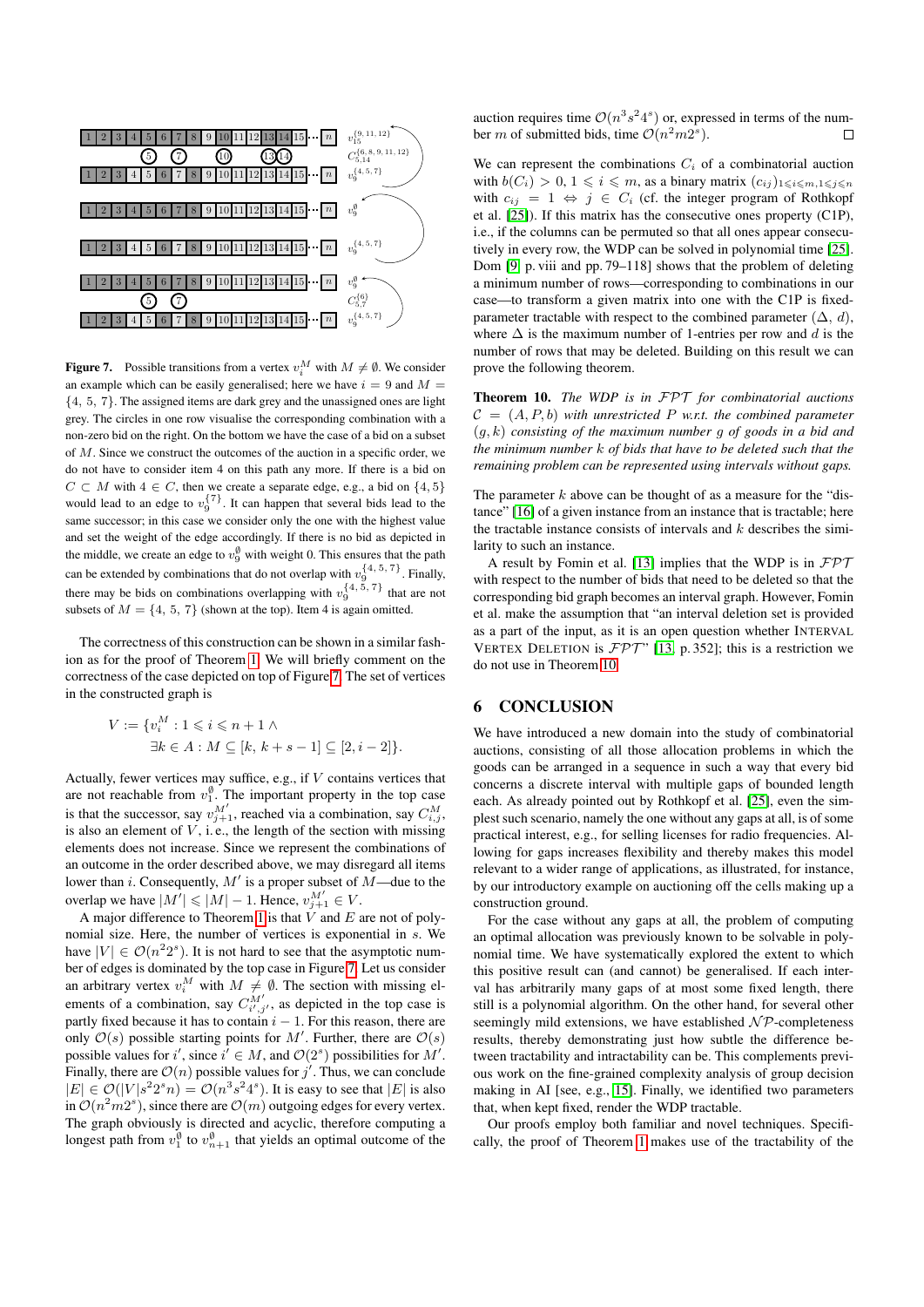**Figure 7.** Possible transitions from a vertex $v_i^M$ with $M \neq \emptyset$. We consider an example which can be easily generalised; here we have $i = 9$ and $M = \{4, 5, 7\}$. The assigned items are dark grey and the unassigned ones are light grey. The circles in one row visualise the corresponding combination with a non-zero bid on the right. On the bottom we have the case of a bid on a subset of $M$. Since we construct the outcomes of the auction in a specific order, we do not have to consider item 4 on this path any more. If there is a bid on $C \subset M$ with $4 \in C$, then we create a separate edge, e.g., a bid on $\{4, 5\}$ would lead to an edge to $v_9^{\{7\}}$. It can happen that several bids lead to the same successor; in this case we consider only the one with the highest value and set the weight of the edge accordingly. If there is no bid as depicted in the middle, we create an edge to $v_9^{\emptyset}$ with weight 0. This ensures that the path can be extended by combinations that do not overlap with $v_9^{\{4, 5, 7\}}$. Finally, there may be bids on combinations overlapping with $v_9^{\{4, 5, 7\}}$ that are not subsets of $M = \{4, 5, 7\}$ (shown at the top). Item 4 is again omitted.

The correctness of this construction can be shown in a similar fashion as for the proof of Theorem 1. We will briefly comment on the correctness of the case depicted on top of Figure 7. The set of vertices in the constructed graph is

$$
\begin{aligned}
V := \{v_i^M : 1 \leqslant i \leqslant n+1 \wedge \\
\exists k \in A : M \subseteq [k, k+s-1] \subseteq [2, i-2]\}.
\end{aligned}
$$

Actually, fewer vertices may suffice, e.g., if $V$ contains vertices that are not reachable from $v_1^{\emptyset}$. The important property in the top case is that the successor, say $v_{j+1}^{M'}$, reached via a combination, say $C_{i,j}^{M}$, is also an element of $V$, i. e., the length of the section with missing elements does not increase. Since we represent the combinations of an outcome in the order described above, we may disregard all items lower than $i$. Consequently, $M'$ is a proper subset of $M$—due to the overlap we have $|M'| \leqslant |M| - 1$. Hence, $v_{j+1}^{M'} \in V$.

A major difference to Theorem 1 is that $V$ and $E$ are not of polynomial size. Here, the number of vertices is exponential in $s$. We have $|V| \in \mathcal{O}(n^2 2^s)$. It is not hard to see that the asymptotic number of edges is dominated by the top case in Figure 7. Let us consider an arbitrary vertex $v_i^M$ with $M \neq \emptyset$. The section with missing elements of a combination, say $C_{i',j'}^{M'}$, as depicted in the top case is partly fixed because it has to contain $i-1$. For this reason, there are only $\mathcal{O}(s)$ possible starting points for $M'$. Further, there are $\mathcal{O}(s)$ possible values for $i'$, since $i' \in M$, and $\mathcal{O}(2^s)$ possibilities for $M'$. Finally, there are $\mathcal{O}(n)$ possible values for $j'$. Thus, we can conclude $|E| \in \mathcal{O}(|V| s^2 2^s n) = \mathcal{O}(n^3 s^2 4^s)$. It is easy to see that $|E|$ is also in $\mathcal{O}(n^2 m 2^s)$, since there are $\mathcal{O}(m)$ outgoing edges for every vertex. The graph obviously is directed and acyclic, therefore computing a longest path from $v_1^{\emptyset}$ to $v_{n+1}^{\emptyset}$ that yields an optimal outcome of the auction requires time $\mathcal{O}(n^3 s^2 4^s)$ or, expressed in terms of the number $m$ of submitted bids, time $\mathcal{O}(n^2 m 2^s)$. □

We can represent the combinations $C_i$ of a combinatorial auction with $b(C_i) > 0$, $1 \leqslant i \leqslant m$, as a binary matrix $(c_{ij})_{1 \leqslant i \leqslant m, 1 \leqslant j \leqslant n}$ with $c_{ij} = 1 \Leftrightarrow j \in C_i$ (cf. the integer program of Rothkopf et al. [25]). If this matrix has the consecutive ones property (C1P), i.e., if the columns can be permuted so that all ones appear consecutively in every row, the WDP can be solved in polynomial time [25]. Dom [9] p. viii and pp. 79–118] shows that the problem of deleting a minimum number of rows—corresponding to combinations in our case—to transform a given matrix into one with the C1P is fixed-parameter tractable with respect to the combined parameter $(\Delta, d)$, where $\Delta$ is the maximum number of 1-entries per row and $d$ is the number of rows that may be deleted. Building on this result we can prove the following theorem.

**Theorem 10.** *The WDP is in $\mathcal{FPT}$ for combinatorial auctions $\mathcal{C} = (A, P, b)$ with unrestricted $P$ w.r.t. the combined parameter $(g, k)$ consisting of the maximum number $g$ of goods in a bid and the minimum number $k$ of bids that have to be deleted such that the remaining problem can be represented using intervals without gaps.*

The parameter $k$ above can be thought of as a measure for the "distance" [16] of a given instance from an instance that is tractable; here the tractable instance consists of intervals and $k$ describes the similarity to such an instance.

A result by Fomin et al. [13] implies that the WDP is in $\mathcal{FPT}$ with respect to the number of bids that need to be deleted so that the corresponding bid graph becomes an interval graph. However, Fomin et al. make the assumption that "an interval deletion set is provided as a part of the input, as it is an open question whether INTERVAL VERTEX DELETION is $\mathcal{FPT}$" [13, p. 352]; this is a restriction we do not use in Theorem 10.

## 6 CONCLUSION

We have introduced a new domain into the study of combinatorial auctions, consisting of all those allocation problems in which the goods can be arranged in a sequence in such a way that every bid concerns a discrete interval with multiple gaps of bounded length each. As already pointed out by Rothkopf et al. [25], even the simplest such scenario, namely the one without any gaps at all, is of some practical interest, e.g., for selling licenses for radio frequencies. Allowing for gaps increases flexibility and thereby makes this model relevant to a wider range of applications, as illustrated, for instance, by our introductory example on auctioning off the cells making up a construction ground.

For the case without any gaps at all, the problem of computing an optimal allocation was previously known to be solvable in polynomial time. We have systematically explored the extent to which this positive result can (and cannot) be generalised. If each interval has arbitrarily many gaps of at most some fixed length, there still is a polynomial algorithm. On the other hand, for several other seemingly mild extensions, we have established $\mathcal{NP}$-completeness results, thereby demonstrating just how subtle the difference between tractability and intractability can be. This complements previous work on the fine-grained complexity analysis of group decision making in AI [see, e.g., [15]. Finally, we identified two parameters that, when kept fixed, render the WDP tractable.

Our proofs employ both familiar and novel techniques. Specifically, the proof of Theorem 1 makes use of the tractability of the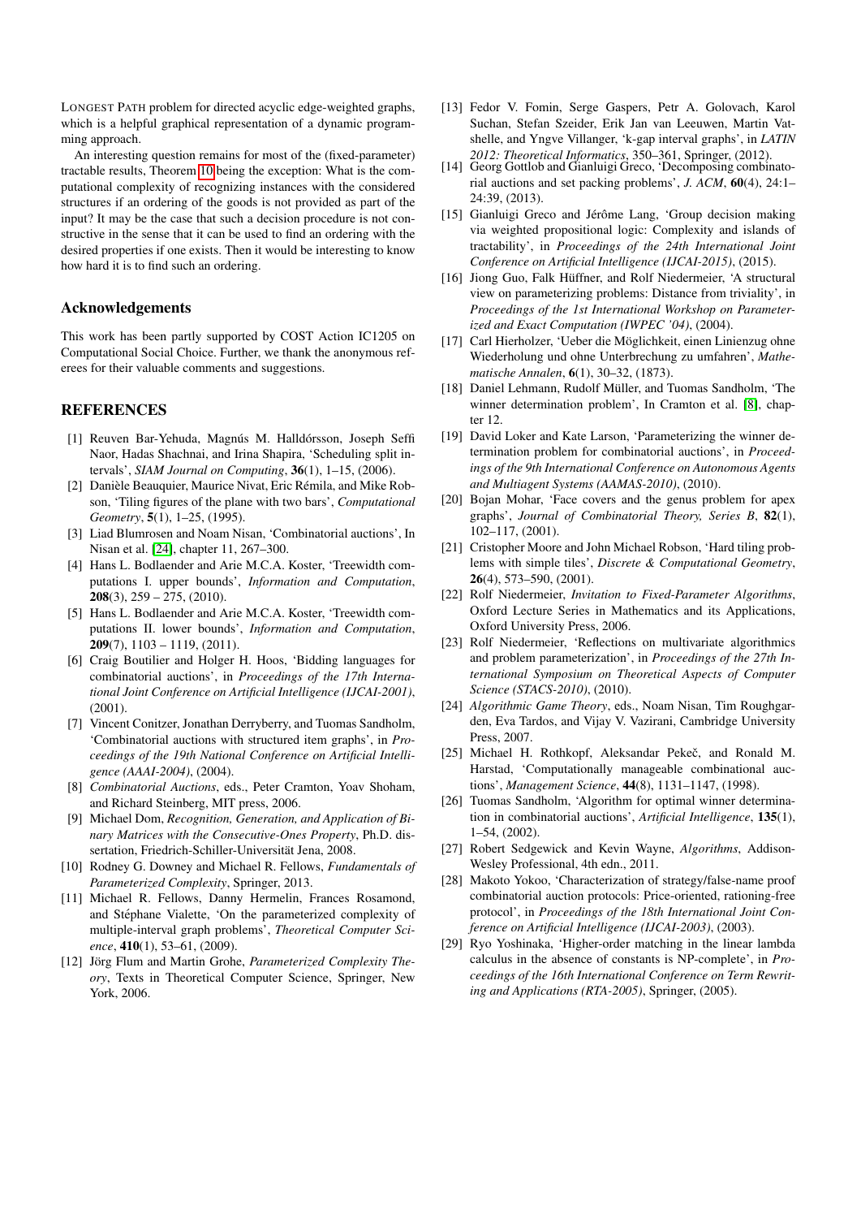LONGEST PATH problem for directed acyclic edge-weighted graphs, which is a helpful graphical representation of a dynamic programming approach.

An interesting question remains for most of the (fixed-parameter) tractable results, Theorem 10 being the exception: What is the computational complexity of recognizing instances with the considered structures if an ordering of the goods is not provided as part of the input? It may be the case that such a decision procedure is not constructive in the sense that it can be used to find an ordering with the desired properties if one exists. Then it would be interesting to know how hard it is to find such an ordering.

## Acknowledgements

This work has been partly supported by COST Action IC1205 on Computational Social Choice. Further, we thank the anonymous referees for their valuable comments and suggestions.

## REFERENCES

[1] Reuven Bar-Yehuda, Magnús M. Halldórsson, Joseph Seffi Naor, Hadas Shachnai, and Irina Shapira, 'Scheduling split intervals', *SIAM Journal on Computing*, **36**(1), 1–15, (2006).

[2] Danièle Beauquier, Maurice Nivat, Eric Rémila, and Mike Robson, 'Tiling figures of the plane with two bars', *Computational Geometry*, **5**(1), 1–25, (1995).

[3] Liad Blumrosen and Noam Nisan, 'Combinatorial auctions', In Nisan et al. [24], chapter 11, 267–300.

[4] Hans L. Bodlaender and Arie M.C.A. Koster, 'Treewidth computations I. upper bounds', *Information and Computation*, **208**(3), 259 – 275, (2010).

[5] Hans L. Bodlaender and Arie M.C.A. Koster, 'Treewidth computations II. lower bounds', *Information and Computation*, **209**(7), 1103 – 1119, (2011).

[6] Craig Boutilier and Holger H. Hoos, 'Bidding languages for combinatorial auctions', in *Proceedings of the 17th International Joint Conference on Artificial Intelligence (IJCAI-2001)*, (2001).

[7] Vincent Conitzer, Jonathan Derryberry, and Tuomas Sandholm, 'Combinatorial auctions with structured item graphs', in *Proceedings of the 19th National Conference on Artificial Intelligence (AAAI-2004)*, (2004).

[8] *Combinatorial Auctions*, eds., Peter Cramton, Yoav Shoham, and Richard Steinberg, MIT press, 2006.

[9] Michael Dom, *Recognition, Generation, and Application of Binary Matrices with the Consecutive-Ones Property*, Ph.D. dissertation, Friedrich-Schiller-Universität Jena, 2008.

[10] Rodney G. Downey and Michael R. Fellows, *Fundamentals of Parameterized Complexity*, Springer, 2013.

[11] Michael R. Fellows, Danny Hermelin, Frances Rosamond, and Stéphane Vialette, 'On the parameterized complexity of multiple-interval graph problems', *Theoretical Computer Science*, **410**(1), 53–61, (2009).

[12] Jörg Flum and Martin Grohe, *Parameterized Complexity Theory*, Texts in Theoretical Computer Science, Springer, New York, 2006.

[13] Fedor V. Fomin, Serge Gaspers, Petr A. Golovach, Karol Suchan, Stefan Szeider, Erik Jan van Leeuwen, Martin Vatshelle, and Yngve Villanger, 'k-gap interval graphs', in *LATIN 2012: Theoretical Informatics*, 350–361, Springer, (2012).

[14] Georg Gottlob and Gianluigi Greco, 'Decomposing combinatorial auctions and set packing problems', *J. ACM*, **60**(4), 24:1–24:39, (2013).

[15] Gianluigi Greco and Jérôme Lang, 'Group decision making via weighted propositional logic: Complexity and islands of tractability', in *Proceedings of the 24th International Joint Conference on Artificial Intelligence (IJCAI-2015)*, (2015).

[16] Jiong Guo, Falk Hüffner, and Rolf Niedermeier, 'A structural view on parameterizing problems: Distance from triviality', in *Proceedings of the 1st International Workshop on Parameterized and Exact Computation (IWPEC '04)*, (2004).

[17] Carl Hierholzer, 'Ueber die Möglichkeit, einen Linienzug ohne Wiederholung und ohne Unterbrechung zu umfahren', *Mathematische Annalen*, **6**(1), 30–32, (1873).

[18] Daniel Lehmann, Rudolf Müller, and Tuomas Sandholm, 'The winner determination problem', In Cramton et al. [8], chapter 12.

[19] David Loker and Kate Larson, 'Parameterizing the winner determination problem for combinatorial auctions', in *Proceedings of the 9th International Conference on Autonomous Agents and Multiagent Systems (AAMAS-2010)*, (2010).

[20] Bojan Mohar, 'Face covers and the genus problem for apex graphs', *Journal of Combinatorial Theory, Series B*, **82**(1), 102–117, (2001).

[21] Cristopher Moore and John Michael Robson, 'Hard tiling problems with simple tiles', *Discrete & Computational Geometry*, **26**(4), 573–590, (2001).

[22] Rolf Niedermeier, *Invitation to Fixed-Parameter Algorithms*, Oxford Lecture Series in Mathematics and its Applications, Oxford University Press, 2006.

[23] Rolf Niedermeier, 'Reflections on multivariate algorithmics and problem parameterization', in *Proceedings of the 27th International Symposium on Theoretical Aspects of Computer Science (STACS-2010)*, (2010).

[24] *Algorithmic Game Theory*, eds., Noam Nisan, Tim Roughgarden, Eva Tardos, and Vijay V. Vazirani, Cambridge University Press, 2007.

[25] Michael H. Rothkopf, Aleksandar Pekeč, and Ronald M. Harstad, 'Computationally manageable combinational auctions', *Management Science*, **44**(8), 1131–1147, (1998).

[26] Tuomas Sandholm, 'Algorithm for optimal winner determination in combinatorial auctions', *Artificial Intelligence*, **135**(1), 1–54, (2002).

[27] Robert Sedgewick and Kevin Wayne, *Algorithms*, Addison-Wesley Professional, 4th edn., 2011.

[28] Makoto Yokoo, 'Characterization of strategy/false-name proof combinatorial auction protocols: Price-oriented, rationing-free protocol', in *Proceedings of the 18th International Joint Conference on Artificial Intelligence (IJCAI-2003)*, (2003).

[29] Ryo Yoshinaka, 'Higher-order matching in the linear lambda calculus in the absence of constants is NP-complete', in *Proceedings of the 16th International Conference on Term Rewriting and Applications (RTA-2005)*, Springer, (2005).